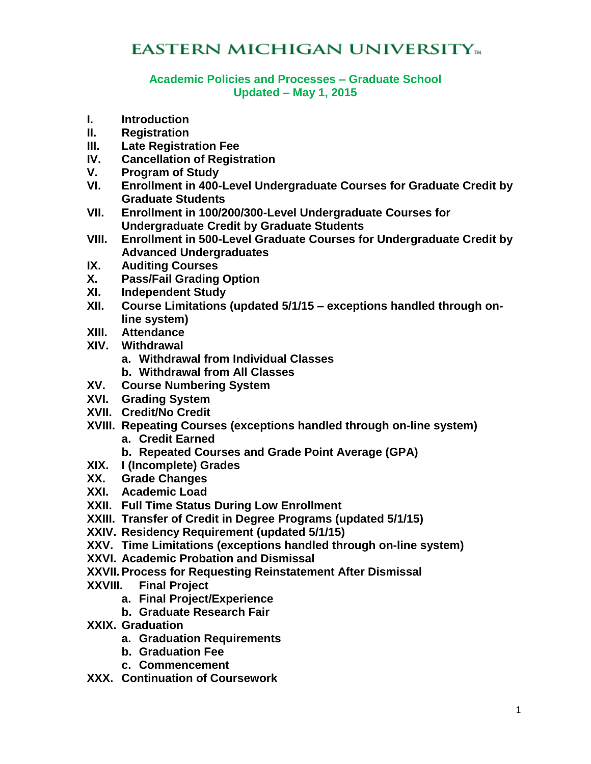# EASTERN MICHIGAN UNIVERSITY™

## Academic Policies and Processes – Graduate School
## Updated – May 1, 2015

- **I. Introduction**
- **II. Registration**
- **III. Late Registration Fee**
- **IV. Cancellation of Registration**
- **V. Program of Study**
- **VI. Enrollment in 400-Level Undergraduate Courses for Graduate Credit by Graduate Students**
- **VII. Enrollment in 100/200/300-Level Undergraduate Courses for Undergraduate Credit by Graduate Students**
- **VIII. Enrollment in 500-Level Graduate Courses for Undergraduate Credit by Advanced Undergraduates**
- **IX. Auditing Courses**
- **X. Pass/Fail Grading Option**
- **XI. Independent Study**
- **XII. Course Limitations (updated 5/1/15 – exceptions handled through on-line system)**
- **XIII. Attendance**
- **XIV. Withdrawal**
  - **a. Withdrawal from Individual Classes**
  - **b. Withdrawal from All Classes**
- **XV. Course Numbering System**
- **XVI. Grading System**
- **XVII. Credit/No Credit**
- **XVIII. Repeating Courses (exceptions handled through on-line system)**
  - **a. Credit Earned**
  - **b. Repeated Courses and Grade Point Average (GPA)**
- **XIX. I (Incomplete) Grades**
- **XX. Grade Changes**
- **XXI. Academic Load**
- **XXII. Full Time Status During Low Enrollment**
- **XXIII. Transfer of Credit in Degree Programs (updated 5/1/15)**
- **XXIV. Residency Requirement (updated 5/1/15)**
- **XXV. Time Limitations (exceptions handled through on-line system)**
- **XXVI. Academic Probation and Dismissal**
- **XXVII. Process for Requesting Reinstatement After Dismissal**
- **XXVIII. Final Project**
  - **a. Final Project/Experience**
  - **b. Graduate Research Fair**
- **XXIX. Graduation**
  - **a. Graduation Requirements**
  - **b. Graduation Fee**
  - **c. Commencement**
- **XXX. Continuation of Coursework**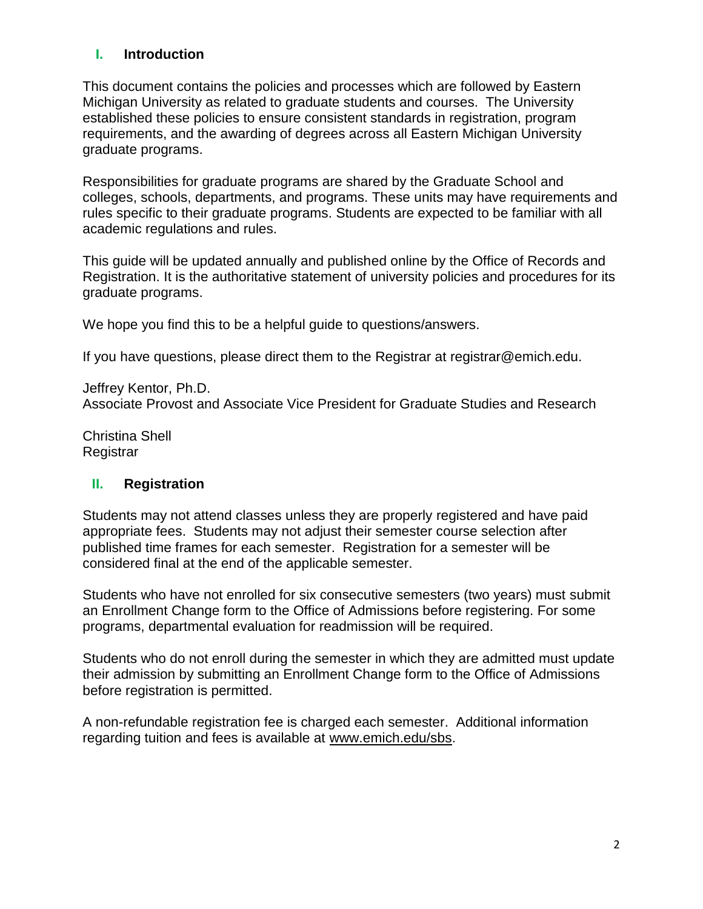## I. Introduction

This document contains the policies and processes which are followed by Eastern Michigan University as related to graduate students and courses. The University established these policies to ensure consistent standards in registration, program requirements, and the awarding of degrees across all Eastern Michigan University graduate programs.

Responsibilities for graduate programs are shared by the Graduate School and colleges, schools, departments, and programs. These units may have requirements and rules specific to their graduate programs. Students are expected to be familiar with all academic regulations and rules.

This guide will be updated annually and published online by the Office of Records and Registration. It is the authoritative statement of university policies and procedures for its graduate programs.

We hope you find this to be a helpful guide to questions/answers.

If you have questions, please direct them to the Registrar at registrar@emich.edu.

Jeffrey Kentor, Ph.D.
Associate Provost and Associate Vice President for Graduate Studies and Research

Christina Shell
Registrar

## II. Registration

Students may not attend classes unless they are properly registered and have paid appropriate fees. Students may not adjust their semester course selection after published time frames for each semester. Registration for a semester will be considered final at the end of the applicable semester.

Students who have not enrolled for six consecutive semesters (two years) must submit an Enrollment Change form to the Office of Admissions before registering. For some programs, departmental evaluation for readmission will be required.

Students who do not enroll during the semester in which they are admitted must update their admission by submitting an Enrollment Change form to the Office of Admissions before registration is permitted.

A non-refundable registration fee is charged each semester. Additional information regarding tuition and fees is available at www.emich.edu/sbs.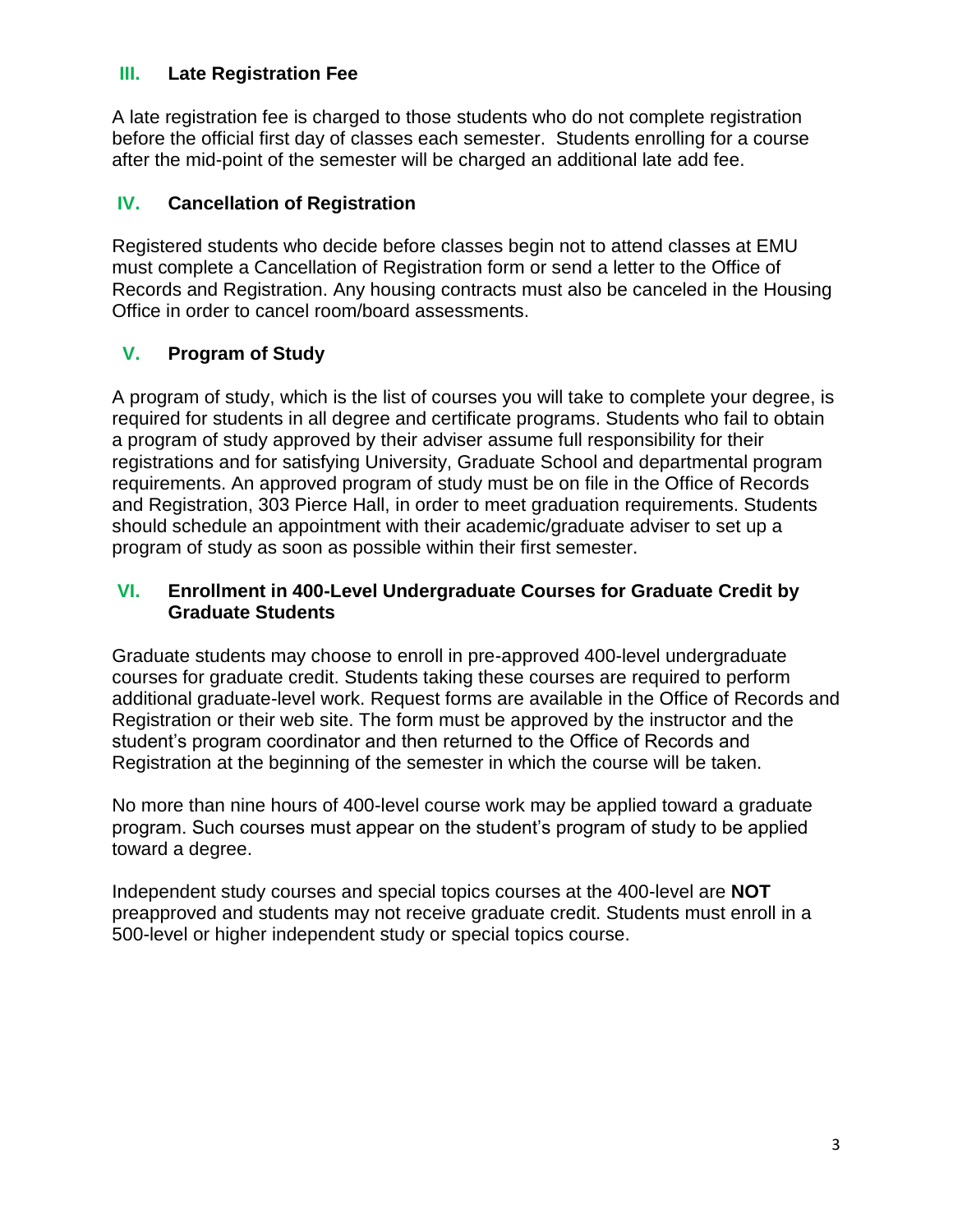## III. Late Registration Fee

A late registration fee is charged to those students who do not complete registration before the official first day of classes each semester. Students enrolling for a course after the mid-point of the semester will be charged an additional late add fee.

## IV. Cancellation of Registration

Registered students who decide before classes begin not to attend classes at EMU must complete a Cancellation of Registration form or send a letter to the Office of Records and Registration. Any housing contracts must also be canceled in the Housing Office in order to cancel room/board assessments.

## V. Program of Study

A program of study, which is the list of courses you will take to complete your degree, is required for students in all degree and certificate programs. Students who fail to obtain a program of study approved by their adviser assume full responsibility for their registrations and for satisfying University, Graduate School and departmental program requirements. An approved program of study must be on file in the Office of Records and Registration, 303 Pierce Hall, in order to meet graduation requirements. Students should schedule an appointment with their academic/graduate adviser to set up a program of study as soon as possible within their first semester.

## VI. Enrollment in 400-Level Undergraduate Courses for Graduate Credit by Graduate Students

Graduate students may choose to enroll in pre-approved 400-level undergraduate courses for graduate credit. Students taking these courses are required to perform additional graduate-level work. Request forms are available in the Office of Records and Registration or their web site. The form must be approved by the instructor and the student's program coordinator and then returned to the Office of Records and Registration at the beginning of the semester in which the course will be taken.

No more than nine hours of 400-level course work may be applied toward a graduate program. Such courses must appear on the student's program of study to be applied toward a degree.

Independent study courses and special topics courses at the 400-level are **NOT** preapproved and students may not receive graduate credit. Students must enroll in a 500-level or higher independent study or special topics course.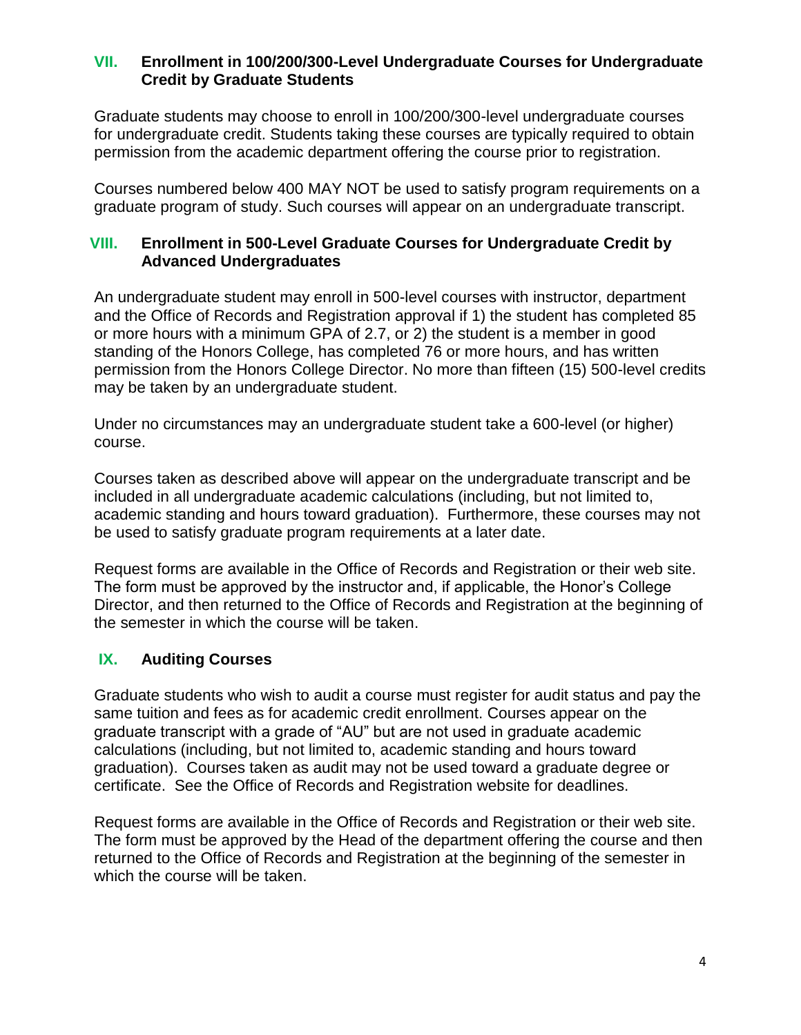## VII. Enrollment in 100/200/300-Level Undergraduate Courses for Undergraduate Credit by Graduate Students

Graduate students may choose to enroll in 100/200/300-level undergraduate courses for undergraduate credit. Students taking these courses are typically required to obtain permission from the academic department offering the course prior to registration.

Courses numbered below 400 MAY NOT be used to satisfy program requirements on a graduate program of study. Such courses will appear on an undergraduate transcript.

## VIII. Enrollment in 500-Level Graduate Courses for Undergraduate Credit by Advanced Undergraduates

An undergraduate student may enroll in 500-level courses with instructor, department and the Office of Records and Registration approval if 1) the student has completed 85 or more hours with a minimum GPA of 2.7, or 2) the student is a member in good standing of the Honors College, has completed 76 or more hours, and has written permission from the Honors College Director. No more than fifteen (15) 500-level credits may be taken by an undergraduate student.

Under no circumstances may an undergraduate student take a 600-level (or higher) course.

Courses taken as described above will appear on the undergraduate transcript and be included in all undergraduate academic calculations (including, but not limited to, academic standing and hours toward graduation). Furthermore, these courses may not be used to satisfy graduate program requirements at a later date.

Request forms are available in the Office of Records and Registration or their web site. The form must be approved by the instructor and, if applicable, the Honor's College Director, and then returned to the Office of Records and Registration at the beginning of the semester in which the course will be taken.

## IX. Auditing Courses

Graduate students who wish to audit a course must register for audit status and pay the same tuition and fees as for academic credit enrollment. Courses appear on the graduate transcript with a grade of "AU" but are not used in graduate academic calculations (including, but not limited to, academic standing and hours toward graduation). Courses taken as audit may not be used toward a graduate degree or certificate. See the Office of Records and Registration website for deadlines.

Request forms are available in the Office of Records and Registration or their web site. The form must be approved by the Head of the department offering the course and then returned to the Office of Records and Registration at the beginning of the semester in which the course will be taken.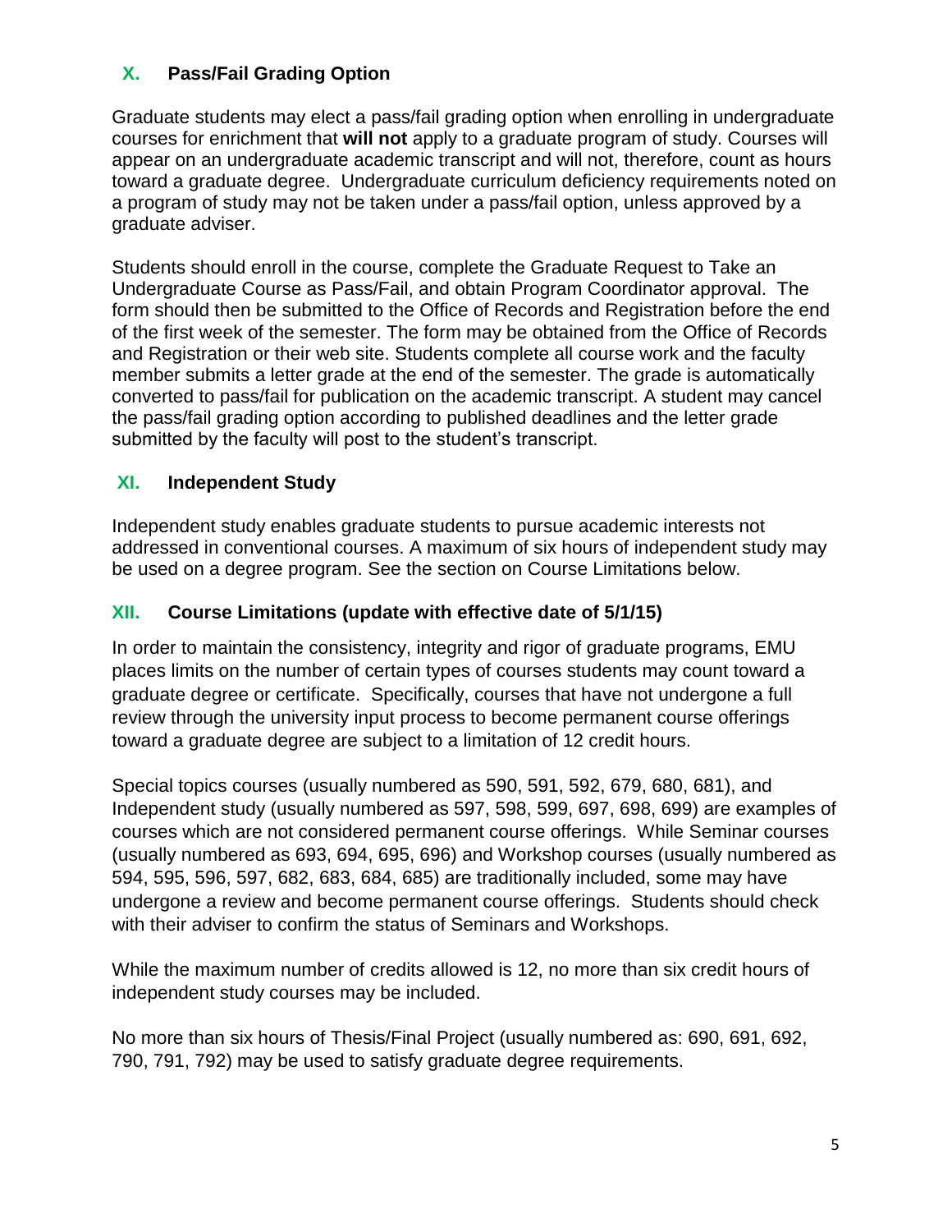## X. Pass/Fail Grading Option

Graduate students may elect a pass/fail grading option when enrolling in undergraduate courses for enrichment that **will not** apply to a graduate program of study. Courses will appear on an undergraduate academic transcript and will not, therefore, count as hours toward a graduate degree. Undergraduate curriculum deficiency requirements noted on a program of study may not be taken under a pass/fail option, unless approved by a graduate adviser.

Students should enroll in the course, complete the Graduate Request to Take an Undergraduate Course as Pass/Fail, and obtain Program Coordinator approval. The form should then be submitted to the Office of Records and Registration before the end of the first week of the semester. The form may be obtained from the Office of Records and Registration or their web site. Students complete all course work and the faculty member submits a letter grade at the end of the semester. The grade is automatically converted to pass/fail for publication on the academic transcript. A student may cancel the pass/fail grading option according to published deadlines and the letter grade submitted by the faculty will post to the student's transcript.

## XI. Independent Study

Independent study enables graduate students to pursue academic interests not addressed in conventional courses. A maximum of six hours of independent study may be used on a degree program. See the section on Course Limitations below.

## XII. Course Limitations (update with effective date of 5/1/15)

In order to maintain the consistency, integrity and rigor of graduate programs, EMU places limits on the number of certain types of courses students may count toward a graduate degree or certificate. Specifically, courses that have not undergone a full review through the university input process to become permanent course offerings toward a graduate degree are subject to a limitation of 12 credit hours.

Special topics courses (usually numbered as 590, 591, 592, 679, 680, 681), and Independent study (usually numbered as 597, 598, 599, 697, 698, 699) are examples of courses which are not considered permanent course offerings. While Seminar courses (usually numbered as 693, 694, 695, 696) and Workshop courses (usually numbered as 594, 595, 596, 597, 682, 683, 684, 685) are traditionally included, some may have undergone a review and become permanent course offerings. Students should check with their adviser to confirm the status of Seminars and Workshops.

While the maximum number of credits allowed is 12, no more than six credit hours of independent study courses may be included.

No more than six hours of Thesis/Final Project (usually numbered as: 690, 691, 692, 790, 791, 792) may be used to satisfy graduate degree requirements.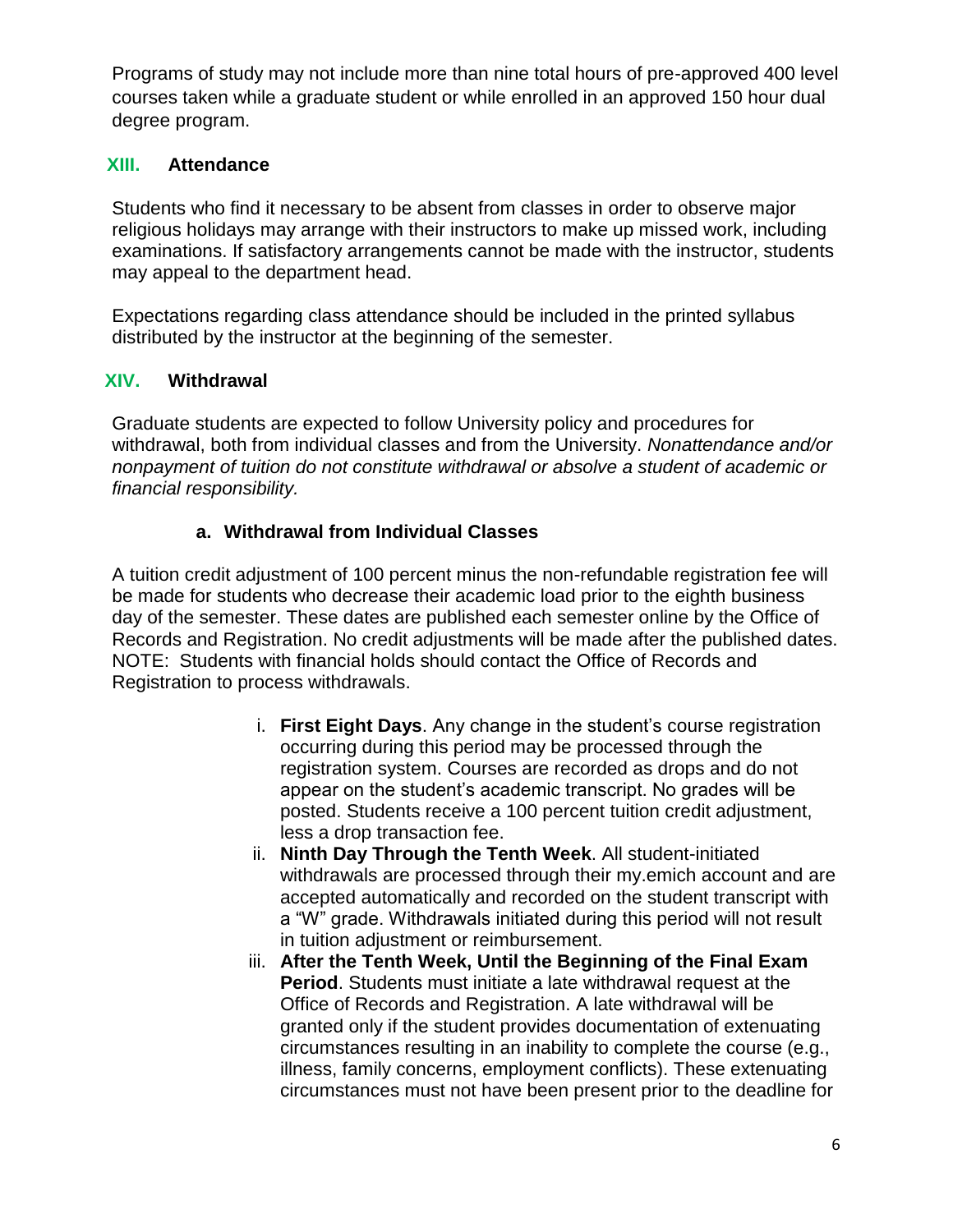Programs of study may not include more than nine total hours of pre-approved 400 level courses taken while a graduate student or while enrolled in an approved 150 hour dual degree program.

## XIII. Attendance

Students who find it necessary to be absent from classes in order to observe major religious holidays may arrange with their instructors to make up missed work, including examinations. If satisfactory arrangements cannot be made with the instructor, students may appeal to the department head.

Expectations regarding class attendance should be included in the printed syllabus distributed by the instructor at the beginning of the semester.

## XIV. Withdrawal

Graduate students are expected to follow University policy and procedures for withdrawal, both from individual classes and from the University. *Nonattendance and/or nonpayment of tuition do not constitute withdrawal or absolve a student of academic or financial responsibility.*

### a. Withdrawal from Individual Classes

A tuition credit adjustment of 100 percent minus the non-refundable registration fee will be made for students who decrease their academic load prior to the eighth business day of the semester. These dates are published each semester online by the Office of Records and Registration. No credit adjustments will be made after the published dates. NOTE: Students with financial holds should contact the Office of Records and Registration to process withdrawals.

i. **First Eight Days**. Any change in the student's course registration occurring during this period may be processed through the registration system. Courses are recorded as drops and do not appear on the student's academic transcript. No grades will be posted. Students receive a 100 percent tuition credit adjustment, less a drop transaction fee.

ii. **Ninth Day Through the Tenth Week**. All student-initiated withdrawals are processed through their my.emich account and are accepted automatically and recorded on the student transcript with a "W" grade. Withdrawals initiated during this period will not result in tuition adjustment or reimbursement.

iii. **After the Tenth Week, Until the Beginning of the Final Exam Period**. Students must initiate a late withdrawal request at the Office of Records and Registration. A late withdrawal will be granted only if the student provides documentation of extenuating circumstances resulting in an inability to complete the course (e.g., illness, family concerns, employment conflicts). These extenuating circumstances must not have been present prior to the deadline for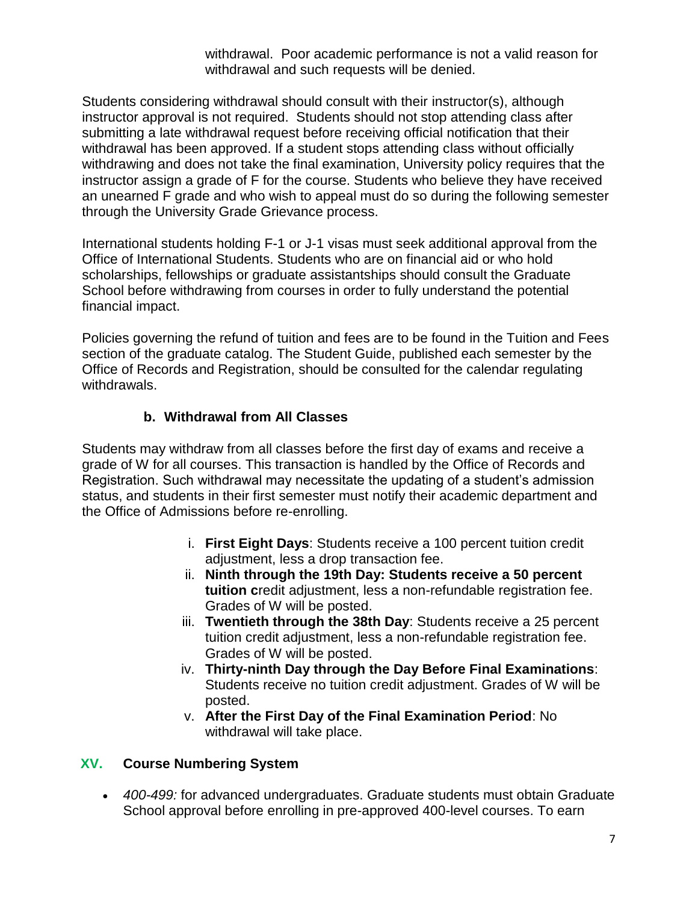withdrawal. Poor academic performance is not a valid reason for withdrawal and such requests will be denied.

Students considering withdrawal should consult with their instructor(s), although instructor approval is not required. Students should not stop attending class after submitting a late withdrawal request before receiving official notification that their withdrawal has been approved. If a student stops attending class without officially withdrawing and does not take the final examination, University policy requires that the instructor assign a grade of F for the course. Students who believe they have received an unearned F grade and who wish to appeal must do so during the following semester through the University Grade Grievance process.

International students holding F-1 or J-1 visas must seek additional approval from the Office of International Students. Students who are on financial aid or who hold scholarships, fellowships or graduate assistantships should consult the Graduate School before withdrawing from courses in order to fully understand the potential financial impact.

Policies governing the refund of tuition and fees are to be found in the Tuition and Fees section of the graduate catalog. The Student Guide, published each semester by the Office of Records and Registration, should be consulted for the calendar regulating withdrawals.

### b. Withdrawal from All Classes

Students may withdraw from all classes before the first day of exams and receive a grade of W for all courses. This transaction is handled by the Office of Records and Registration. Such withdrawal may necessitate the updating of a student's admission status, and students in their first semester must notify their academic department and the Office of Admissions before re-enrolling.

i. **First Eight Days**: Students receive a 100 percent tuition credit adjustment, less a drop transaction fee.
ii. **Ninth through the 19th Day: Students receive a 50 percent tuition c**redit adjustment, less a non-refundable registration fee. Grades of W will be posted.
iii. **Twentieth through the 38th Day**: Students receive a 25 percent tuition credit adjustment, less a non-refundable registration fee. Grades of W will be posted.
iv. **Thirty-ninth Day through the Day Before Final Examinations**: Students receive no tuition credit adjustment. Grades of W will be posted.
v. **After the First Day of the Final Examination Period**: No withdrawal will take place.

## XV. Course Numbering System

- *400-499:* for advanced undergraduates. Graduate students must obtain Graduate School approval before enrolling in pre-approved 400-level courses. To earn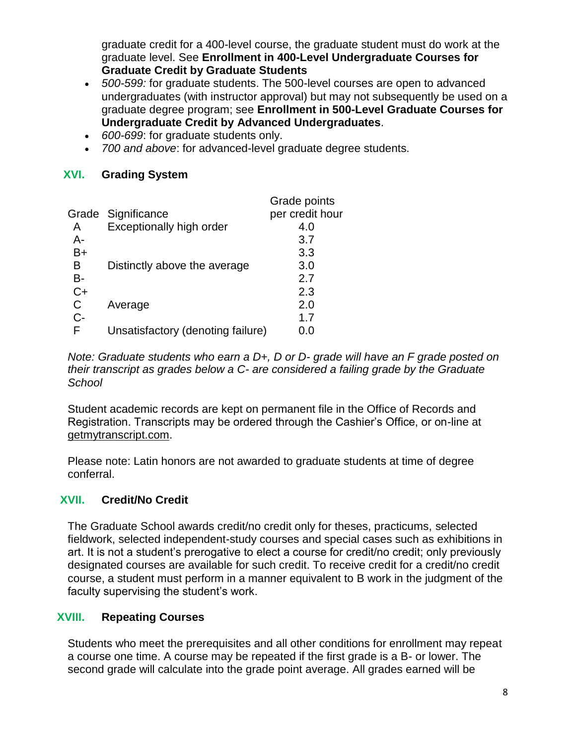graduate credit for a 400-level course, the graduate student must do work at the graduate level. See **Enrollment in 400-Level Undergraduate Courses for Graduate Credit by Graduate Students**

- *500-599:* for graduate students. The 500-level courses are open to advanced undergraduates (with instructor approval) but may not subsequently be used on a graduate degree program; see **Enrollment in 500-Level Graduate Courses for Undergraduate Credit by Advanced Undergraduates**.
- *600-699*: for graduate students only.
- *700 and above*: for advanced-level graduate degree students.

## XVI. Grading System

| Grade | Significance | Grade points per credit hour |
|---|---|---|
| A | Exceptionally high order | 4.0 |
| A- | | 3.7 |
| B+ | | 3.3 |
| B | Distinctly above the average | 3.0 |
| B- | | 2.7 |
| C+ | | 2.3 |
| C | Average | 2.0 |
| C- | | 1.7 |
| F | Unsatisfactory (denoting failure) | 0.0 |

*Note: Graduate students who earn a D+, D or D- grade will have an F grade posted on their transcript as grades below a C- are considered a failing grade by the Graduate School*

Student academic records are kept on permanent file in the Office of Records and Registration. Transcripts may be ordered through the Cashier's Office, or on-line at getmytranscript.com.

Please note: Latin honors are not awarded to graduate students at time of degree conferral.

## XVII. Credit/No Credit

The Graduate School awards credit/no credit only for theses, practicums, selected fieldwork, selected independent-study courses and special cases such as exhibitions in art. It is not a student's prerogative to elect a course for credit/no credit; only previously designated courses are available for such credit. To receive credit for a credit/no credit course, a student must perform in a manner equivalent to B work in the judgment of the faculty supervising the student's work.

## XVIII. Repeating Courses

Students who meet the prerequisites and all other conditions for enrollment may repeat a course one time. A course may be repeated if the first grade is a B- or lower. The second grade will calculate into the grade point average. All grades earned will be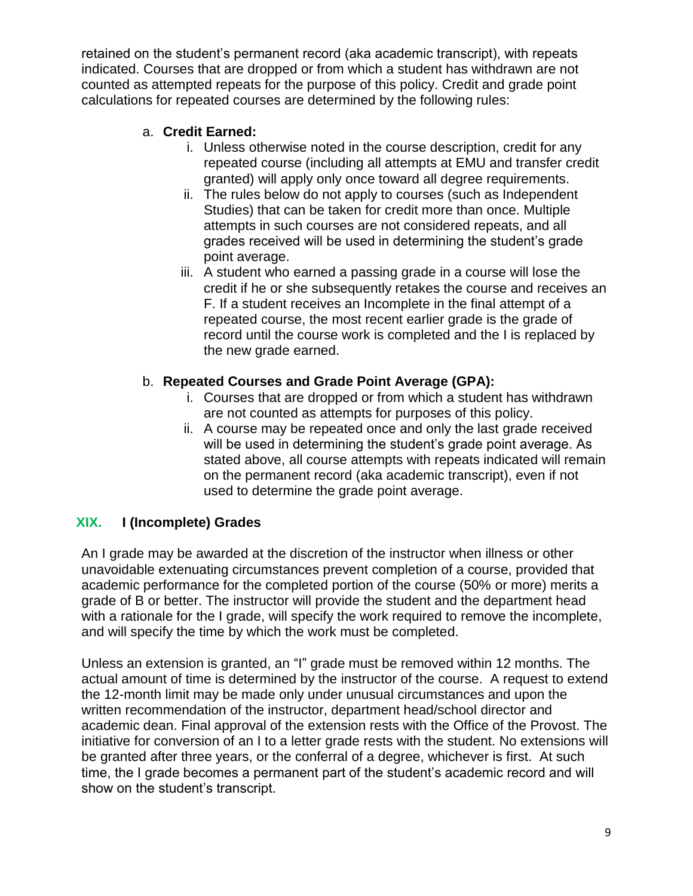retained on the student's permanent record (aka academic transcript), with repeats indicated. Courses that are dropped or from which a student has withdrawn are not counted as attempted repeats for the purpose of this policy. Credit and grade point calculations for repeated courses are determined by the following rules:

a. **Credit Earned:**
   i. Unless otherwise noted in the course description, credit for any repeated course (including all attempts at EMU and transfer credit granted) will apply only once toward all degree requirements.
   ii. The rules below do not apply to courses (such as Independent Studies) that can be taken for credit more than once. Multiple attempts in such courses are not considered repeats, and all grades received will be used in determining the student's grade point average.
   iii. A student who earned a passing grade in a course will lose the credit if he or she subsequently retakes the course and receives an F. If a student receives an Incomplete in the final attempt of a repeated course, the most recent earlier grade is the grade of record until the course work is completed and the I is replaced by the new grade earned.

b. **Repeated Courses and Grade Point Average (GPA):**
   i. Courses that are dropped or from which a student has withdrawn are not counted as attempts for purposes of this policy.
   ii. A course may be repeated once and only the last grade received will be used in determining the student's grade point average. As stated above, all course attempts with repeats indicated will remain on the permanent record (aka academic transcript), even if not used to determine the grade point average.

## XIX. I (Incomplete) Grades

An I grade may be awarded at the discretion of the instructor when illness or other unavoidable extenuating circumstances prevent completion of a course, provided that academic performance for the completed portion of the course (50% or more) merits a grade of B or better. The instructor will provide the student and the department head with a rationale for the I grade, will specify the work required to remove the incomplete, and will specify the time by which the work must be completed.

Unless an extension is granted, an "I" grade must be removed within 12 months. The actual amount of time is determined by the instructor of the course. A request to extend the 12-month limit may be made only under unusual circumstances and upon the written recommendation of the instructor, department head/school director and academic dean. Final approval of the extension rests with the Office of the Provost. The initiative for conversion of an I to a letter grade rests with the student. No extensions will be granted after three years, or the conferral of a degree, whichever is first. At such time, the I grade becomes a permanent part of the student's academic record and will show on the student's transcript.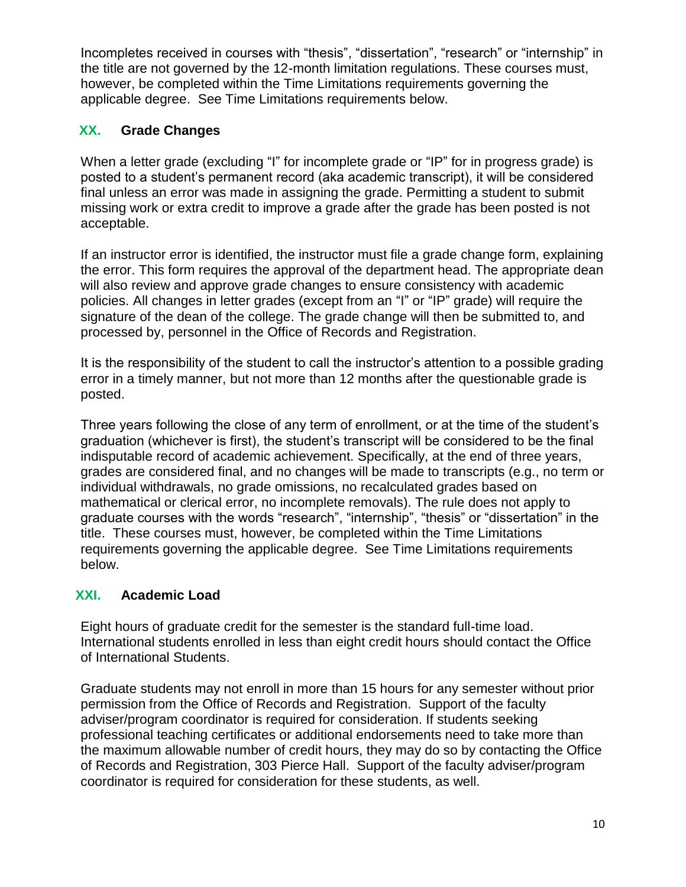Incompletes received in courses with "thesis", "dissertation", "research" or "internship" in the title are not governed by the 12-month limitation regulations. These courses must, however, be completed within the Time Limitations requirements governing the applicable degree. See Time Limitations requirements below.

## XX. Grade Changes

When a letter grade (excluding "I" for incomplete grade or "IP" for in progress grade) is posted to a student's permanent record (aka academic transcript), it will be considered final unless an error was made in assigning the grade. Permitting a student to submit missing work or extra credit to improve a grade after the grade has been posted is not acceptable.

If an instructor error is identified, the instructor must file a grade change form, explaining the error. This form requires the approval of the department head. The appropriate dean will also review and approve grade changes to ensure consistency with academic policies. All changes in letter grades (except from an "I" or "IP" grade) will require the signature of the dean of the college. The grade change will then be submitted to, and processed by, personnel in the Office of Records and Registration.

It is the responsibility of the student to call the instructor's attention to a possible grading error in a timely manner, but not more than 12 months after the questionable grade is posted.

Three years following the close of any term of enrollment, or at the time of the student's graduation (whichever is first), the student's transcript will be considered to be the final indisputable record of academic achievement. Specifically, at the end of three years, grades are considered final, and no changes will be made to transcripts (e.g., no term or individual withdrawals, no grade omissions, no recalculated grades based on mathematical or clerical error, no incomplete removals). The rule does not apply to graduate courses with the words "research", "internship", "thesis" or "dissertation" in the title. These courses must, however, be completed within the Time Limitations requirements governing the applicable degree. See Time Limitations requirements below.

## XXI. Academic Load

Eight hours of graduate credit for the semester is the standard full-time load. International students enrolled in less than eight credit hours should contact the Office of International Students.

Graduate students may not enroll in more than 15 hours for any semester without prior permission from the Office of Records and Registration. Support of the faculty adviser/program coordinator is required for consideration. If students seeking professional teaching certificates or additional endorsements need to take more than the maximum allowable number of credit hours, they may do so by contacting the Office of Records and Registration, 303 Pierce Hall. Support of the faculty adviser/program coordinator is required for consideration for these students, as well.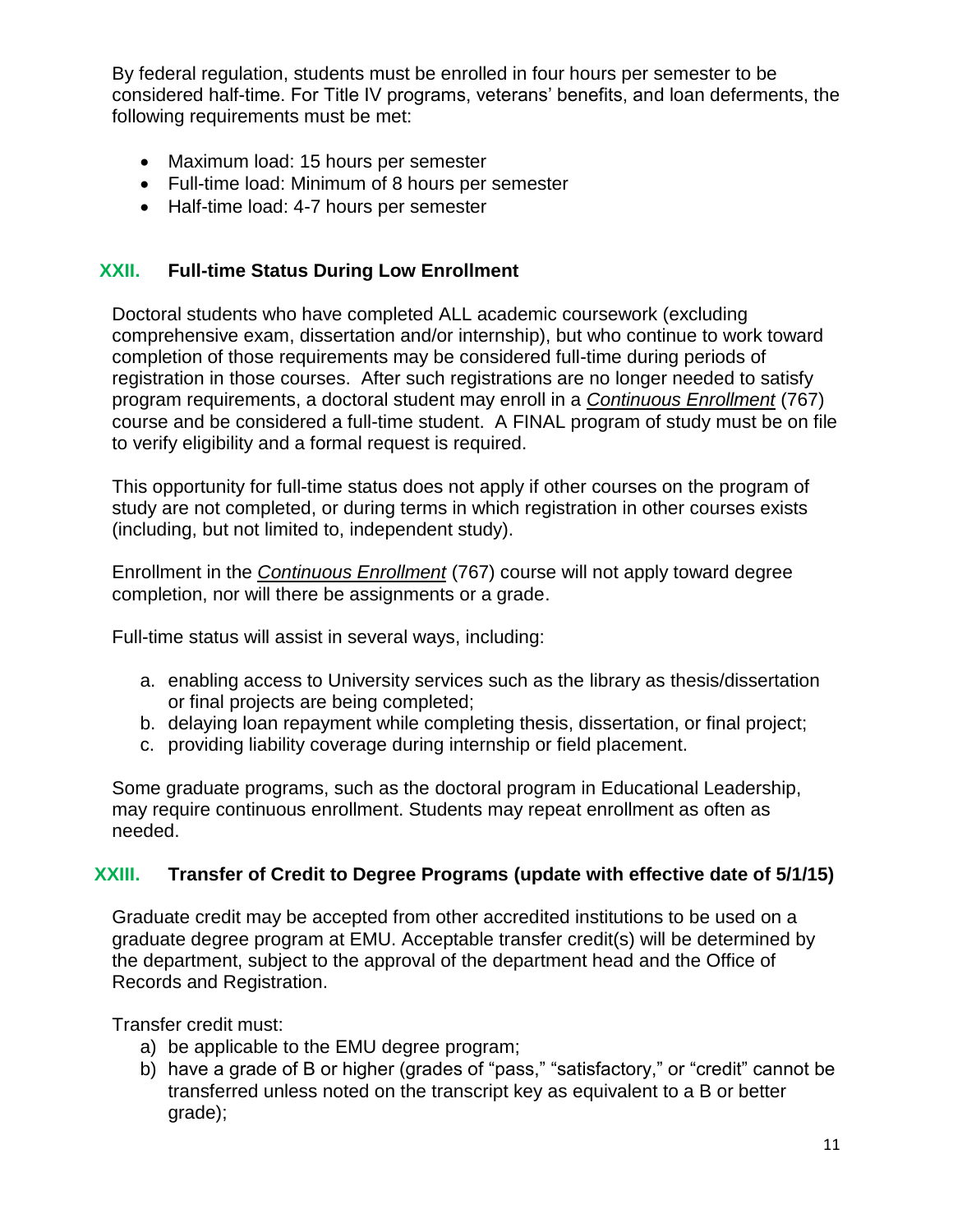By federal regulation, students must be enrolled in four hours per semester to be considered half-time. For Title IV programs, veterans' benefits, and loan deferments, the following requirements must be met:

- Maximum load: 15 hours per semester
- Full-time load: Minimum of 8 hours per semester
- Half-time load: 4-7 hours per semester

## XXII. Full-time Status During Low Enrollment

Doctoral students who have completed ALL academic coursework (excluding comprehensive exam, dissertation and/or internship), but who continue to work toward completion of those requirements may be considered full-time during periods of registration in those courses. After such registrations are no longer needed to satisfy program requirements, a doctoral student may enroll in a ***Continuous Enrollment*** (767) course and be considered a full-time student. A FINAL program of study must be on file to verify eligibility and a formal request is required.

This opportunity for full-time status does not apply if other courses on the program of study are not completed, or during terms in which registration in other courses exists (including, but not limited to, independent study).

Enrollment in the ***Continuous Enrollment*** (767) course will not apply toward degree completion, nor will there be assignments or a grade.

Full-time status will assist in several ways, including:

a. enabling access to University services such as the library as thesis/dissertation or final projects are being completed;
b. delaying loan repayment while completing thesis, dissertation, or final project;
c. providing liability coverage during internship or field placement.

Some graduate programs, such as the doctoral program in Educational Leadership, may require continuous enrollment. Students may repeat enrollment as often as needed.

## XXIII. Transfer of Credit to Degree Programs (update with effective date of 5/1/15)

Graduate credit may be accepted from other accredited institutions to be used on a graduate degree program at EMU. Acceptable transfer credit(s) will be determined by the department, subject to the approval of the department head and the Office of Records and Registration.

Transfer credit must:

a) be applicable to the EMU degree program;
b) have a grade of B or higher (grades of "pass," "satisfactory," or "credit" cannot be transferred unless noted on the transcript key as equivalent to a B or better grade);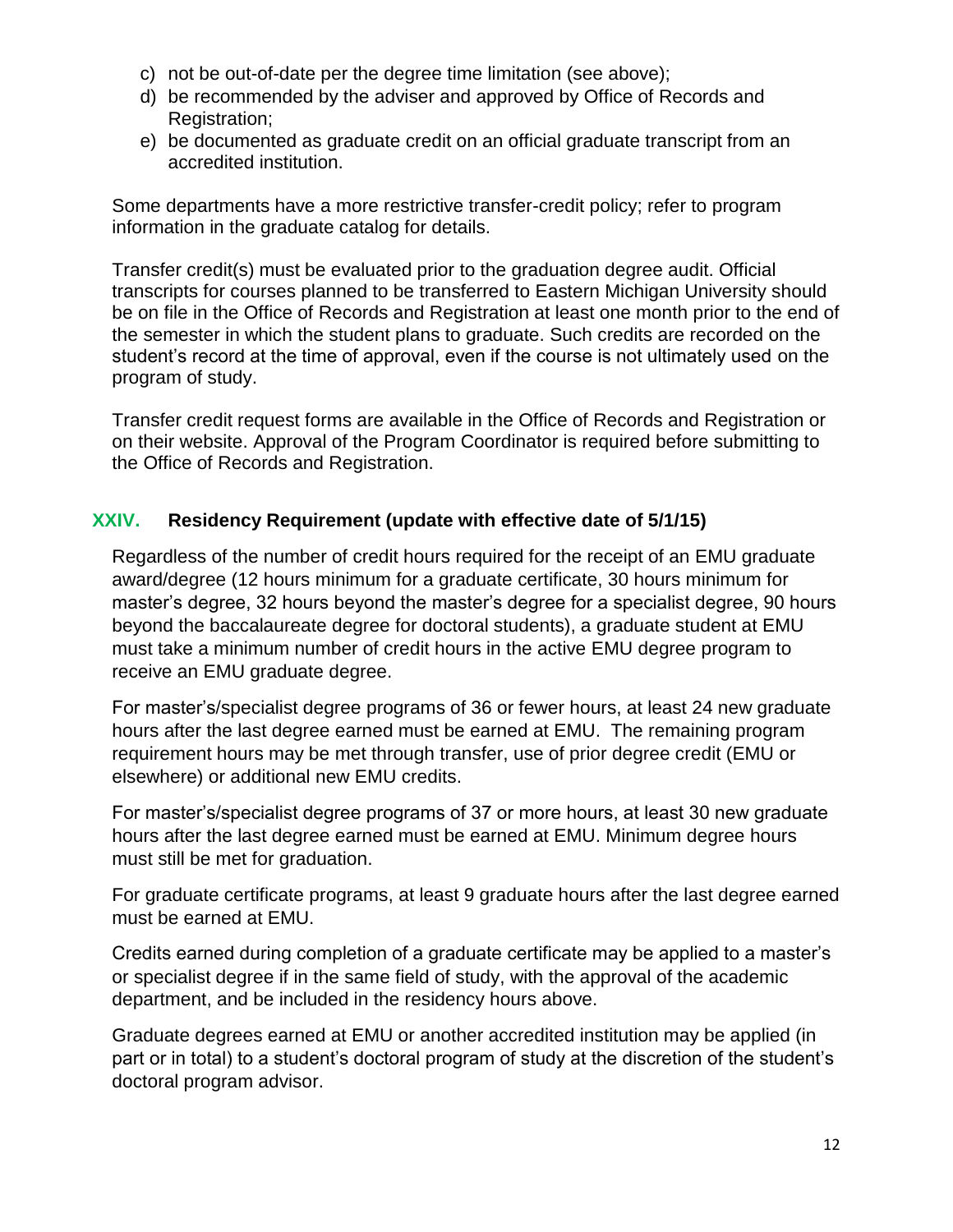c) not be out-of-date per the degree time limitation (see above);
d) be recommended by the adviser and approved by Office of Records and Registration;
e) be documented as graduate credit on an official graduate transcript from an accredited institution.

Some departments have a more restrictive transfer-credit policy; refer to program information in the graduate catalog for details.

Transfer credit(s) must be evaluated prior to the graduation degree audit. Official transcripts for courses planned to be transferred to Eastern Michigan University should be on file in the Office of Records and Registration at least one month prior to the end of the semester in which the student plans to graduate. Such credits are recorded on the student's record at the time of approval, even if the course is not ultimately used on the program of study.

Transfer credit request forms are available in the Office of Records and Registration or on their website. Approval of the Program Coordinator is required before submitting to the Office of Records and Registration.

## XXIV. Residency Requirement (update with effective date of 5/1/15)

Regardless of the number of credit hours required for the receipt of an EMU graduate award/degree (12 hours minimum for a graduate certificate, 30 hours minimum for master's degree, 32 hours beyond the master's degree for a specialist degree, 90 hours beyond the baccalaureate degree for doctoral students), a graduate student at EMU must take a minimum number of credit hours in the active EMU degree program to receive an EMU graduate degree.

For master's/specialist degree programs of 36 or fewer hours, at least 24 new graduate hours after the last degree earned must be earned at EMU. The remaining program requirement hours may be met through transfer, use of prior degree credit (EMU or elsewhere) or additional new EMU credits.

For master's/specialist degree programs of 37 or more hours, at least 30 new graduate hours after the last degree earned must be earned at EMU. Minimum degree hours must still be met for graduation.

For graduate certificate programs, at least 9 graduate hours after the last degree earned must be earned at EMU.

Credits earned during completion of a graduate certificate may be applied to a master's or specialist degree if in the same field of study, with the approval of the academic department, and be included in the residency hours above.

Graduate degrees earned at EMU or another accredited institution may be applied (in part or in total) to a student's doctoral program of study at the discretion of the student's doctoral program advisor.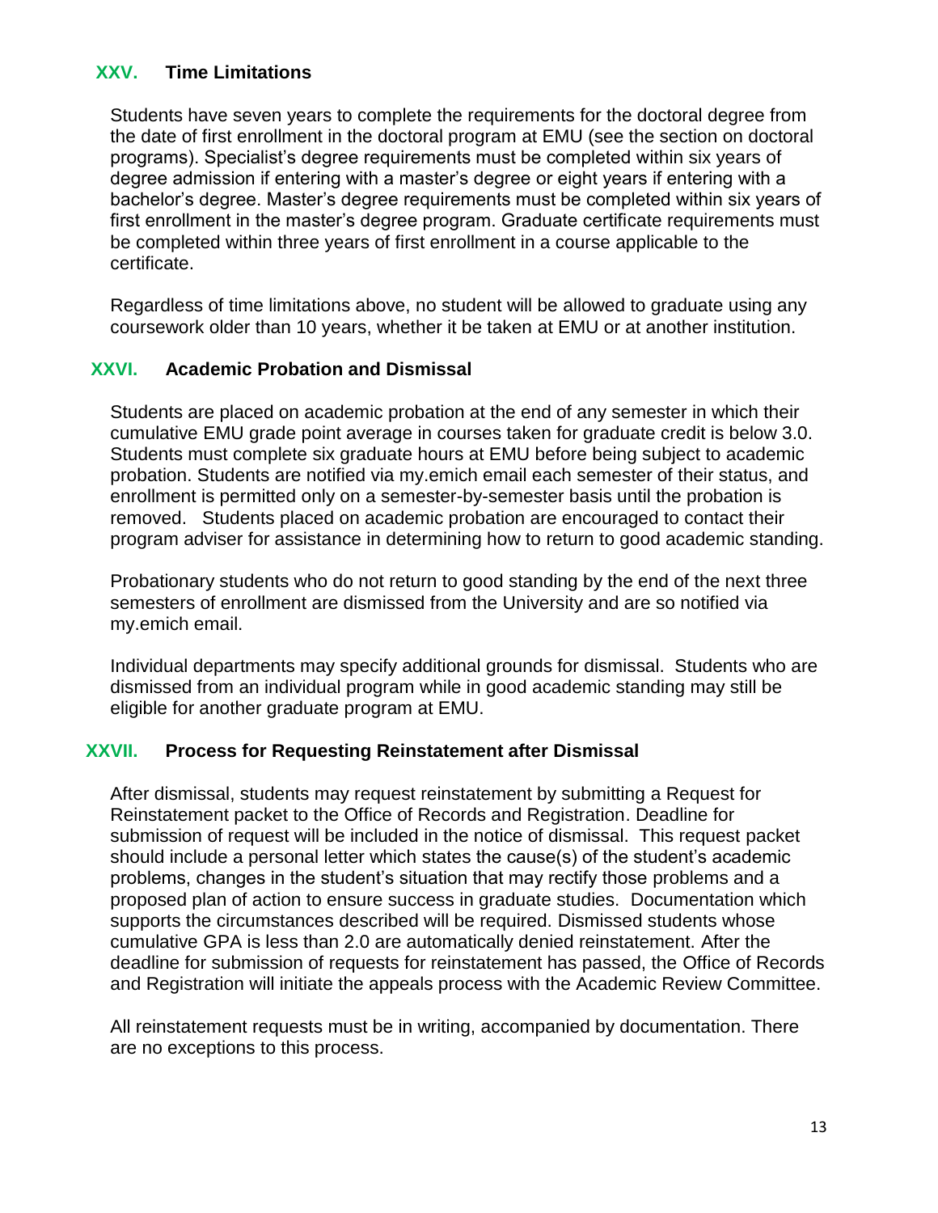## XXV. Time Limitations

Students have seven years to complete the requirements for the doctoral degree from the date of first enrollment in the doctoral program at EMU (see the section on doctoral programs). Specialist's degree requirements must be completed within six years of degree admission if entering with a master's degree or eight years if entering with a bachelor's degree. Master's degree requirements must be completed within six years of first enrollment in the master's degree program. Graduate certificate requirements must be completed within three years of first enrollment in a course applicable to the certificate.

Regardless of time limitations above, no student will be allowed to graduate using any coursework older than 10 years, whether it be taken at EMU or at another institution.

## XXVI. Academic Probation and Dismissal

Students are placed on academic probation at the end of any semester in which their cumulative EMU grade point average in courses taken for graduate credit is below 3.0. Students must complete six graduate hours at EMU before being subject to academic probation. Students are notified via my.emich email each semester of their status, and enrollment is permitted only on a semester-by-semester basis until the probation is removed. Students placed on academic probation are encouraged to contact their program adviser for assistance in determining how to return to good academic standing.

Probationary students who do not return to good standing by the end of the next three semesters of enrollment are dismissed from the University and are so notified via my.emich email.

Individual departments may specify additional grounds for dismissal. Students who are dismissed from an individual program while in good academic standing may still be eligible for another graduate program at EMU.

## XXVII. Process for Requesting Reinstatement after Dismissal

After dismissal, students may request reinstatement by submitting a Request for Reinstatement packet to the Office of Records and Registration. Deadline for submission of request will be included in the notice of dismissal. This request packet should include a personal letter which states the cause(s) of the student's academic problems, changes in the student's situation that may rectify those problems and a proposed plan of action to ensure success in graduate studies. Documentation which supports the circumstances described will be required. Dismissed students whose cumulative GPA is less than 2.0 are automatically denied reinstatement. After the deadline for submission of requests for reinstatement has passed, the Office of Records and Registration will initiate the appeals process with the Academic Review Committee.

All reinstatement requests must be in writing, accompanied by documentation. There are no exceptions to this process.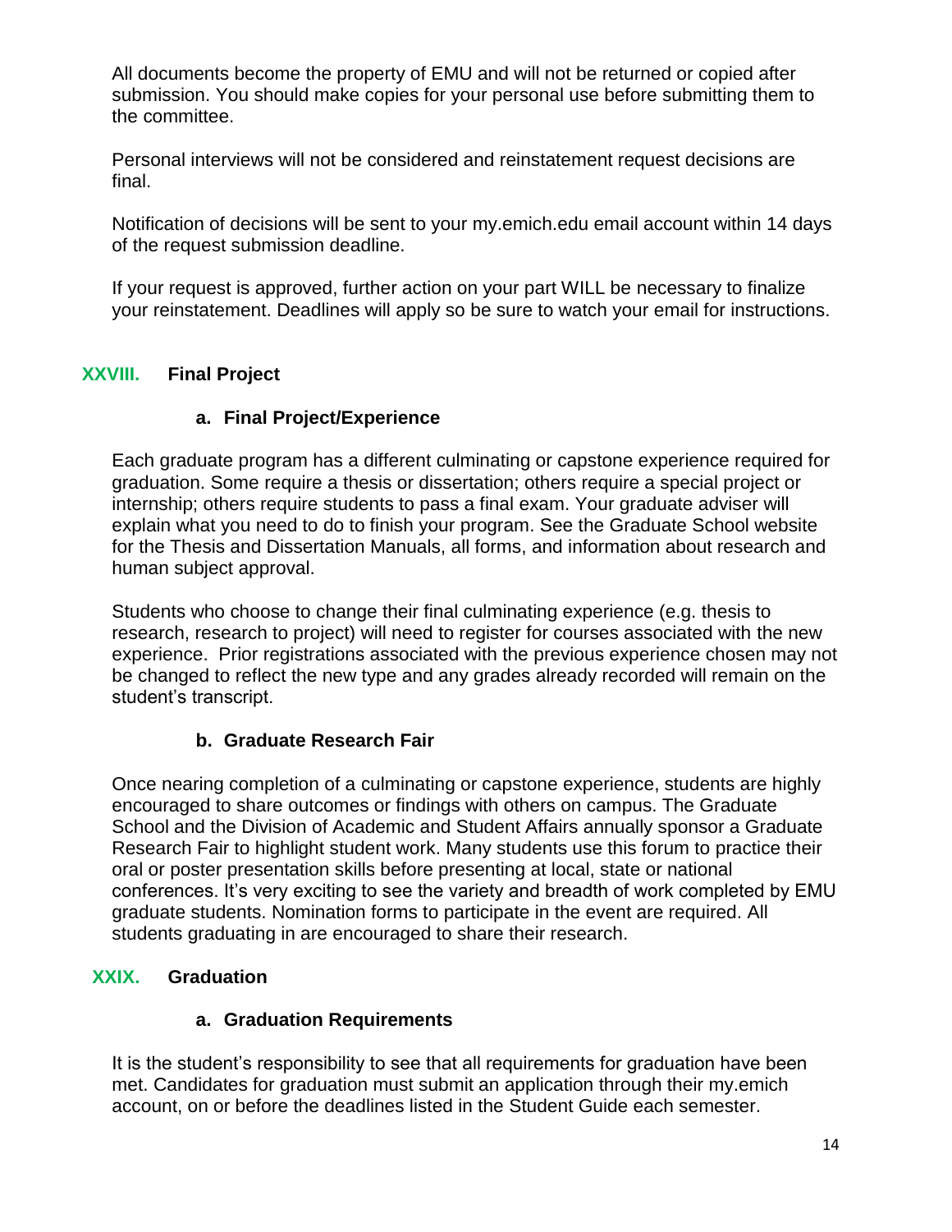All documents become the property of EMU and will not be returned or copied after submission. You should make copies for your personal use before submitting them to the committee.

Personal interviews will not be considered and reinstatement request decisions are final.

Notification of decisions will be sent to your my.emich.edu email account within 14 days of the request submission deadline.

If your request is approved, further action on your part WILL be necessary to finalize your reinstatement. Deadlines will apply so be sure to watch your email for instructions.

## XXVIII. Final Project

### a. Final Project/Experience

Each graduate program has a different culminating or capstone experience required for graduation. Some require a thesis or dissertation; others require a special project or internship; others require students to pass a final exam. Your graduate adviser will explain what you need to do to finish your program. See the Graduate School website for the Thesis and Dissertation Manuals, all forms, and information about research and human subject approval.

Students who choose to change their final culminating experience (e.g. thesis to research, research to project) will need to register for courses associated with the new experience. Prior registrations associated with the previous experience chosen may not be changed to reflect the new type and any grades already recorded will remain on the student's transcript.

### b. Graduate Research Fair

Once nearing completion of a culminating or capstone experience, students are highly encouraged to share outcomes or findings with others on campus. The Graduate School and the Division of Academic and Student Affairs annually sponsor a Graduate Research Fair to highlight student work. Many students use this forum to practice their oral or poster presentation skills before presenting at local, state or national conferences. It's very exciting to see the variety and breadth of work completed by EMU graduate students. Nomination forms to participate in the event are required. All students graduating in are encouraged to share their research.

## XXIX. Graduation

### a. Graduation Requirements

It is the student's responsibility to see that all requirements for graduation have been met. Candidates for graduation must submit an application through their my.emich account, on or before the deadlines listed in the Student Guide each semester.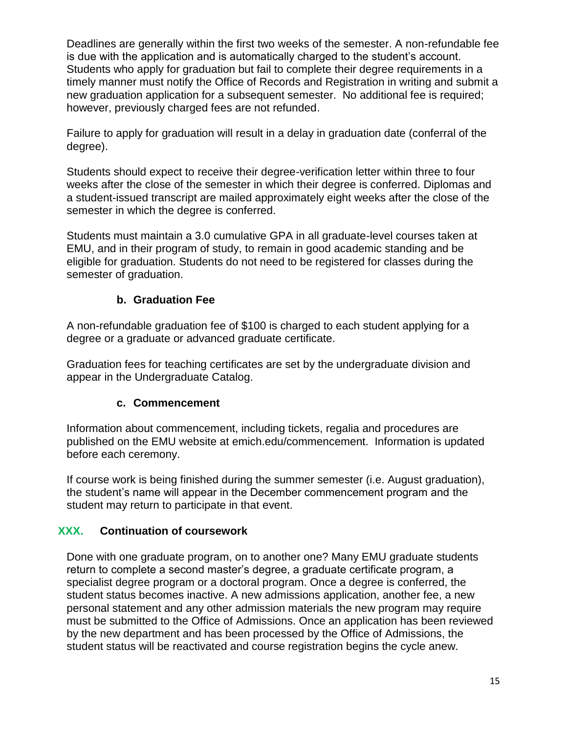Deadlines are generally within the first two weeks of the semester. A non-refundable fee is due with the application and is automatically charged to the student's account. Students who apply for graduation but fail to complete their degree requirements in a timely manner must notify the Office of Records and Registration in writing and submit a new graduation application for a subsequent semester. No additional fee is required; however, previously charged fees are not refunded.

Failure to apply for graduation will result in a delay in graduation date (conferral of the degree).

Students should expect to receive their degree-verification letter within three to four weeks after the close of the semester in which their degree is conferred. Diplomas and a student-issued transcript are mailed approximately eight weeks after the close of the semester in which the degree is conferred.

Students must maintain a 3.0 cumulative GPA in all graduate-level courses taken at EMU, and in their program of study, to remain in good academic standing and be eligible for graduation. Students do not need to be registered for classes during the semester of graduation.

### b. Graduation Fee

A non-refundable graduation fee of $100 is charged to each student applying for a degree or a graduate or advanced graduate certificate.

Graduation fees for teaching certificates are set by the undergraduate division and appear in the Undergraduate Catalog.

### c. Commencement

Information about commencement, including tickets, regalia and procedures are published on the EMU website at emich.edu/commencement. Information is updated before each ceremony.

If course work is being finished during the summer semester (i.e. August graduation), the student's name will appear in the December commencement program and the student may return to participate in that event.

## XXX. Continuation of coursework

Done with one graduate program, on to another one? Many EMU graduate students return to complete a second master's degree, a graduate certificate program, a specialist degree program or a doctoral program. Once a degree is conferred, the student status becomes inactive. A new admissions application, another fee, a new personal statement and any other admission materials the new program may require must be submitted to the Office of Admissions. Once an application has been reviewed by the new department and has been processed by the Office of Admissions, the student status will be reactivated and course registration begins the cycle anew.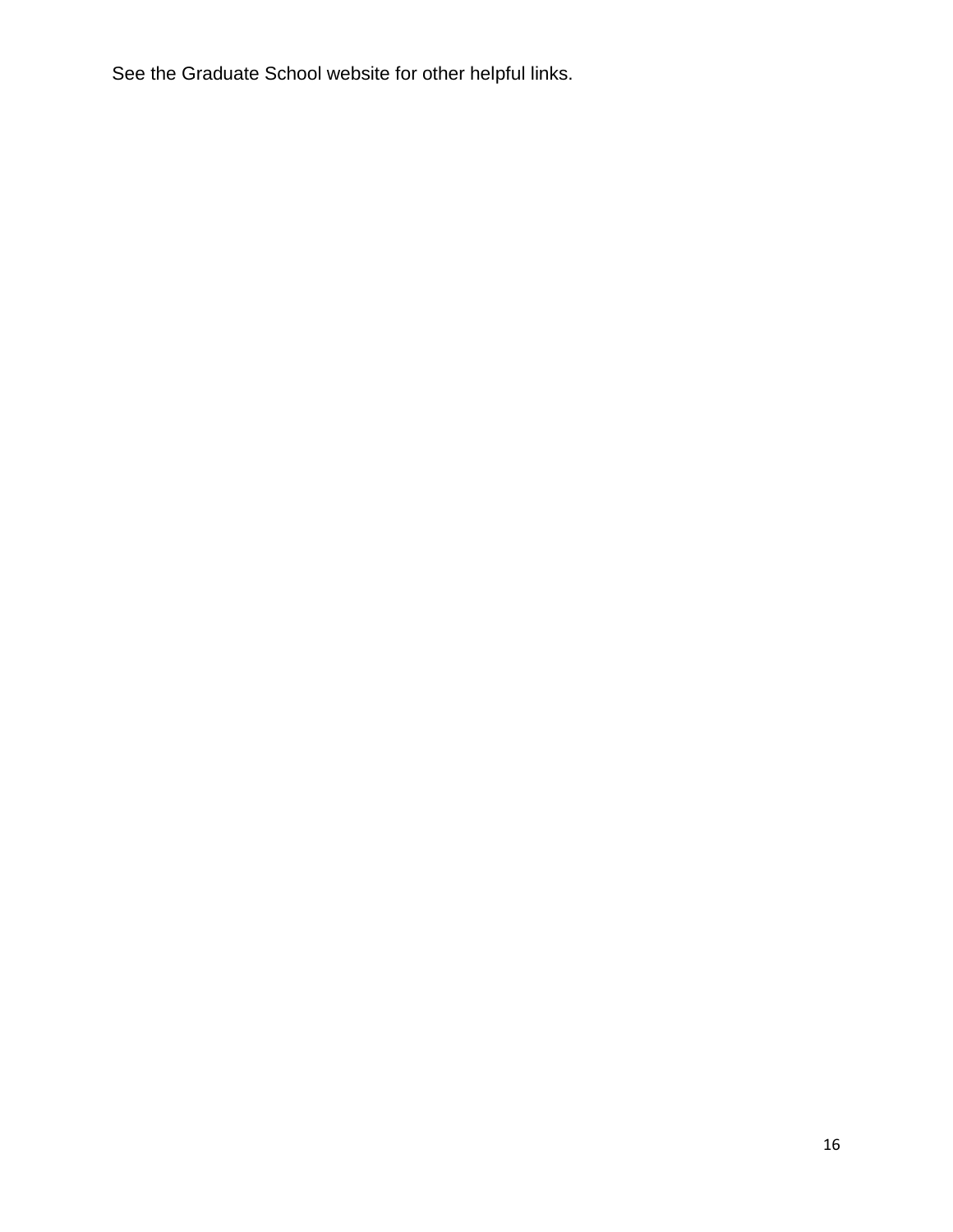See the Graduate School website for other helpful links.